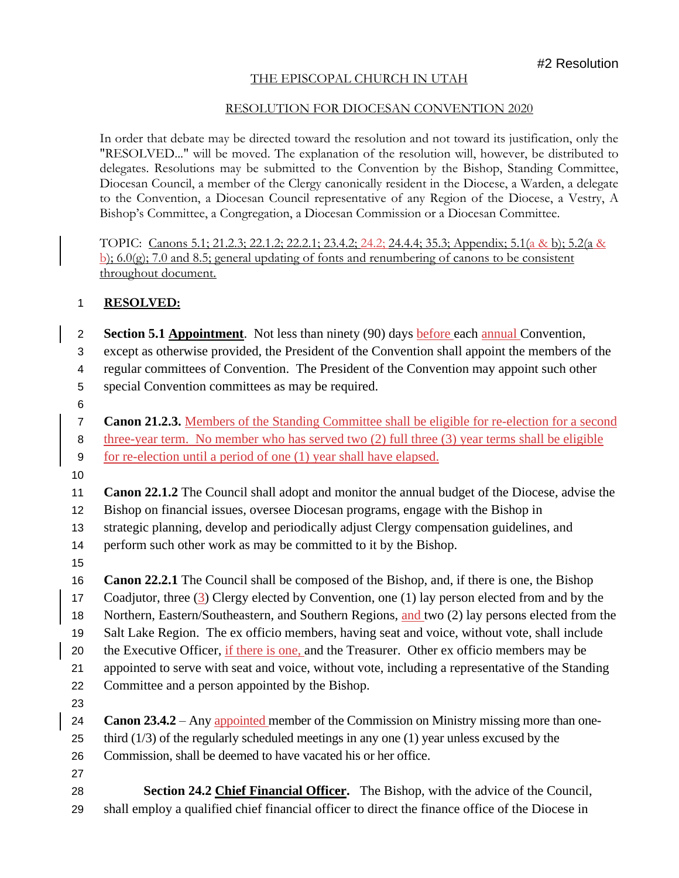#2 Resolution

THE EPISCOPAL CHURCH IN UTAH

RESOLUTION FOR DIOCESAN CONVENTION 2020

In order that debate may be directed toward the resolution and not toward its justification, only the "RESOLVED..." will be moved. The explanation of the resolution will, however, be distributed to delegates. Resolutions may be submitted to the Convention by the Bishop, Standing Committee, Diocesan Council, a member of the Clergy canonically resident in the Diocese, a Warden, a delegate to the Convention, a Diocesan Council representative of any Region of the Diocese, a Vestry, A Bishop's Committee, a Congregation, a Diocesan Commission or a Diocesan Committee.

TOPIC: Canons 5.1; 21.2.3; 22.1.2; 22.2.1; 23.4.2; 24.2; 24.4.4; 35.3; Appendix; 5.1(a & b); 5.2(a & b); 6.0(g); 7.0 and 8.5; general updating of fonts and renumbering of canons to be consistent throughout document.

1 **RESOLVED:**

2 **Section 5.1 Appointment**. Not less than ninety (90) days before each annual Convention,
3 except as otherwise provided, the President of the Convention shall appoint the members of the
4 regular committees of Convention. The President of the Convention may appoint such other
5 special Convention committees as may be required.
6
7 **Canon 21.2.3.** Members of the Standing Committee shall be eligible for re-election for a second
8 three-year term. No member who has served two (2) full three (3) year terms shall be eligible
9 for re-election until a period of one (1) year shall have elapsed.
10
11 **Canon 22.1.2** The Council shall adopt and monitor the annual budget of the Diocese, advise the
12 Bishop on financial issues, oversee Diocesan programs, engage with the Bishop in
13 strategic planning, develop and periodically adjust Clergy compensation guidelines, and
14 perform such other work as may be committed to it by the Bishop.
15
16 **Canon 22.2.1** The Council shall be composed of the Bishop, and, if there is one, the Bishop
17 Coadjutor, three (3) Clergy elected by Convention, one (1) lay person elected from and by the
18 Northern, Eastern/Southeastern, and Southern Regions, and two (2) lay persons elected from the
19 Salt Lake Region. The ex officio members, having seat and voice, without vote, shall include
20 the Executive Officer, if there is one, and the Treasurer. Other ex officio members may be
21 appointed to serve with seat and voice, without vote, including a representative of the Standing
22 Committee and a person appointed by the Bishop.
23
24 **Canon 23.4.2** – Any appointed member of the Commission on Ministry missing more than one-
25 third (1/3) of the regularly scheduled meetings in any one (1) year unless excused by the
26 Commission, shall be deemed to have vacated his or her office.
27
28 **Section 24.2 Chief Financial Officer.** The Bishop, with the advice of the Council,
29 shall employ a qualified chief financial officer to direct the finance office of the Diocese in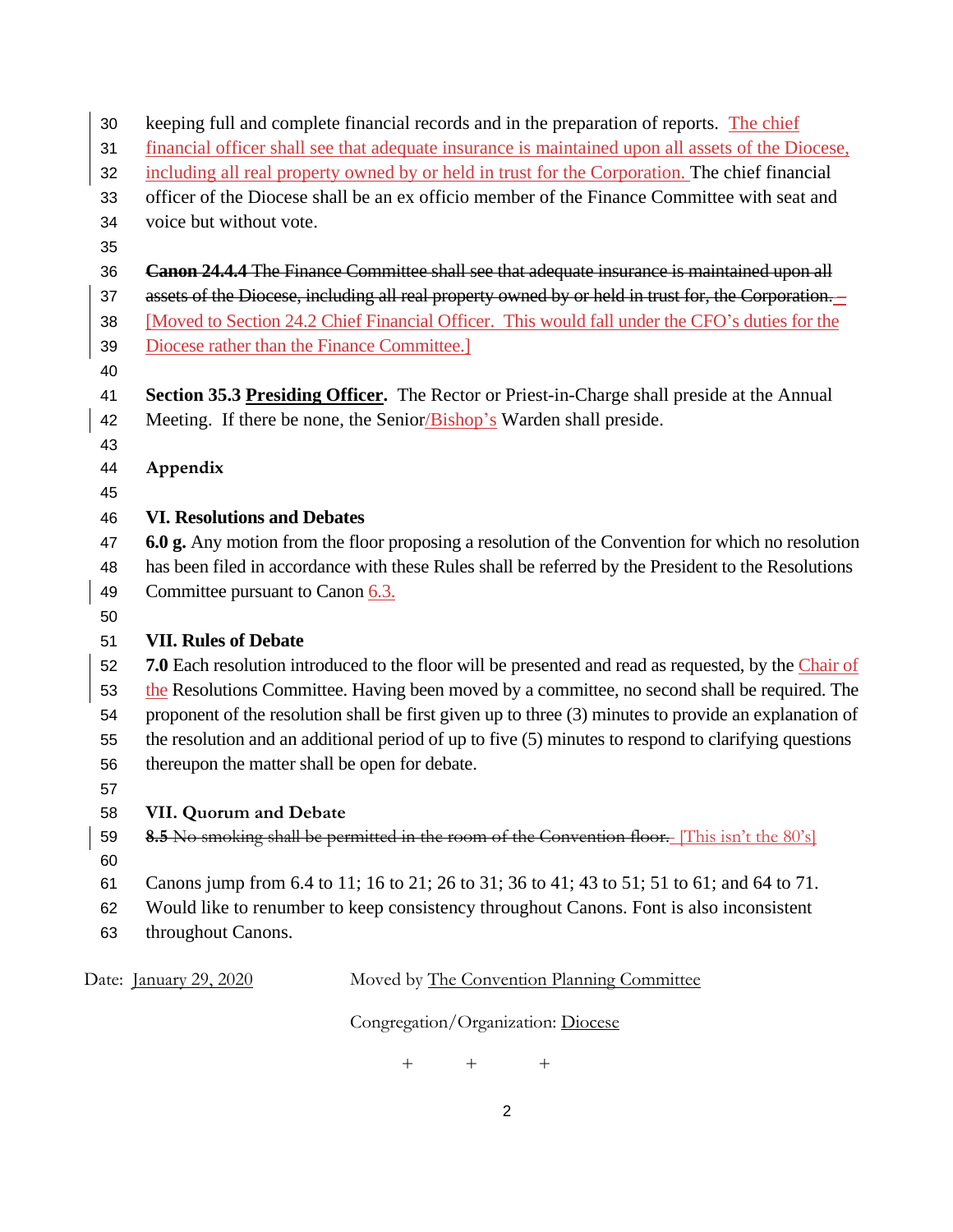keeping full and complete financial records and in the preparation of reports. The chief financial officer shall see that adequate insurance is maintained upon all assets of the Diocese, including all real property owned by or held in trust for the Corporation. The chief financial officer of the Diocese shall be an ex officio member of the Finance Committee with seat and voice but without vote.

~~**Canon 24.4.4** The Finance Committee shall see that adequate insurance is maintained upon all assets of the Diocese, including all real property owned by or held in trust for, the Corporation.~~ – [Moved to Section 24.2 Chief Financial Officer. This would fall under the CFO's duties for the Diocese rather than the Finance Committee.]

**Section 35.3 Presiding Officer.** The Rector or Priest-in-Charge shall preside at the Annual Meeting. If there be none, the Senior/Bishop's Warden shall preside.

**Appendix**

**VI. Resolutions and Debates**

**6.0 g.** Any motion from the floor proposing a resolution of the Convention for which no resolution has been filed in accordance with these Rules shall be referred by the President to the Resolutions Committee pursuant to Canon 6.3.

**VII. Rules of Debate**

**7.0** Each resolution introduced to the floor will be presented and read as requested, by the Chair of the Resolutions Committee. Having been moved by a committee, no second shall be required. The proponent of the resolution shall be first given up to three (3) minutes to provide an explanation of the resolution and an additional period of up to five (5) minutes to respond to clarifying questions thereupon the matter shall be open for debate.

**VII. Quorum and Debate**

~~**8.5** No smoking shall be permitted in the room of the Convention floor.~~ [This isn't the 80's]

Canons jump from 6.4 to 11; 16 to 21; 26 to 31; 36 to 41; 43 to 51; 51 to 61; and 64 to 71. Would like to renumber to keep consistency throughout Canons. Font is also inconsistent throughout Canons.

Date: January 29, 2020 Moved by The Convention Planning Committee

Congregation/Organization: Diocese

\+ \+ \+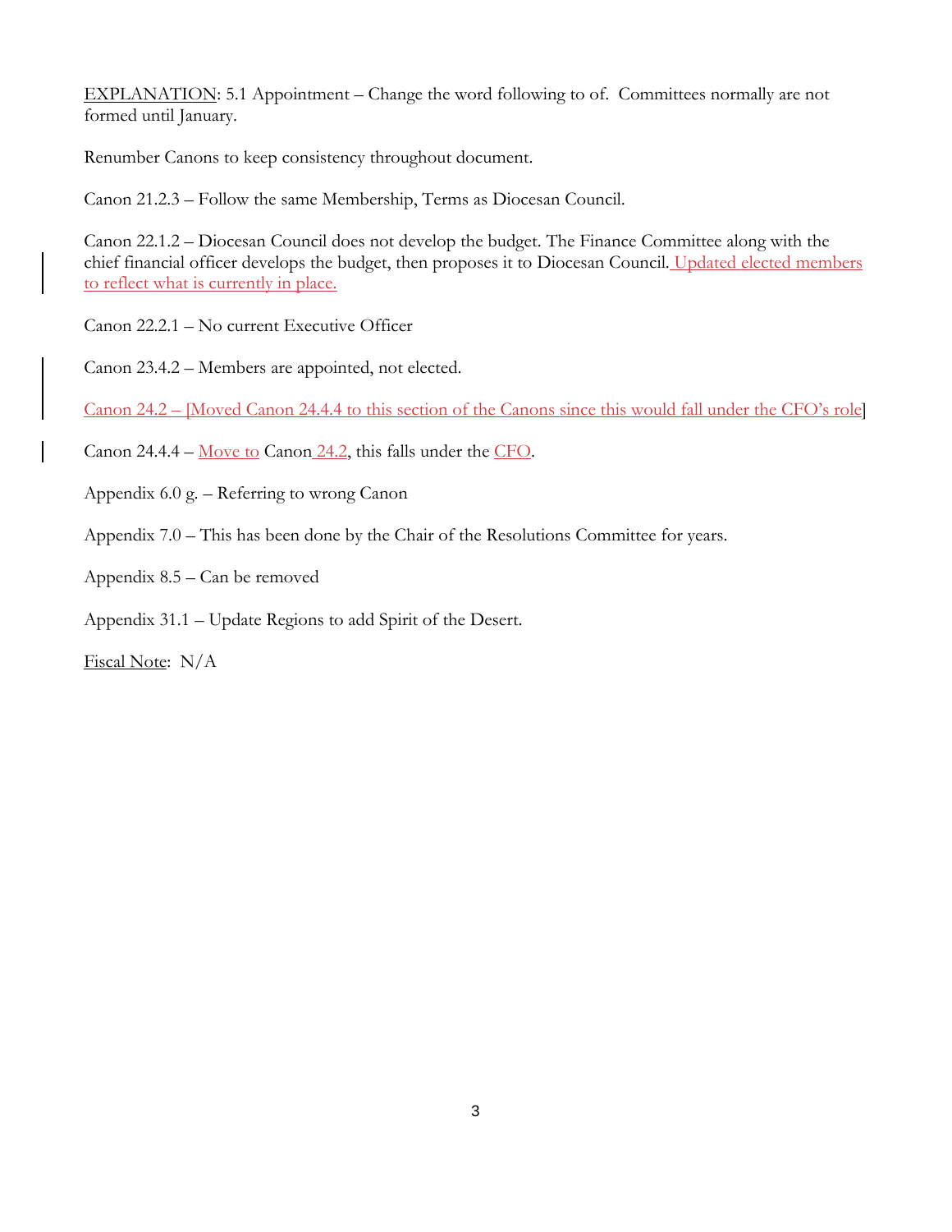<u>EXPLANATION</u>: 5.1 Appointment – Change the word following to of. Committees normally are not formed until January.

Renumber Canons to keep consistency throughout document.

Canon 21.2.3 – Follow the same Membership, Terms as Diocesan Council.

Canon 22.1.2 – Diocesan Council does not develop the budget. The Finance Committee along with the chief financial officer develops the budget, then proposes it to Diocesan Council. <u>Updated elected members to reflect what is currently in place.</u>

Canon 22.2.1 – No current Executive Officer

Canon 23.4.2 – Members are appointed, not elected.

<u>Canon 24.2 – [Moved Canon 24.4.4 to this section of the Canons since this would fall under the CFO's role</u>]

Canon 24.4.4 – <u>Move to</u> Canon <u>24.2</u>, this falls under the <u>CFO</u>.

Appendix 6.0 g. – Referring to wrong Canon

Appendix 7.0 – This has been done by the Chair of the Resolutions Committee for years.

Appendix 8.5 – Can be removed

Appendix 31.1 – Update Regions to add Spirit of the Desert.

<u>Fiscal Note</u>: N/A